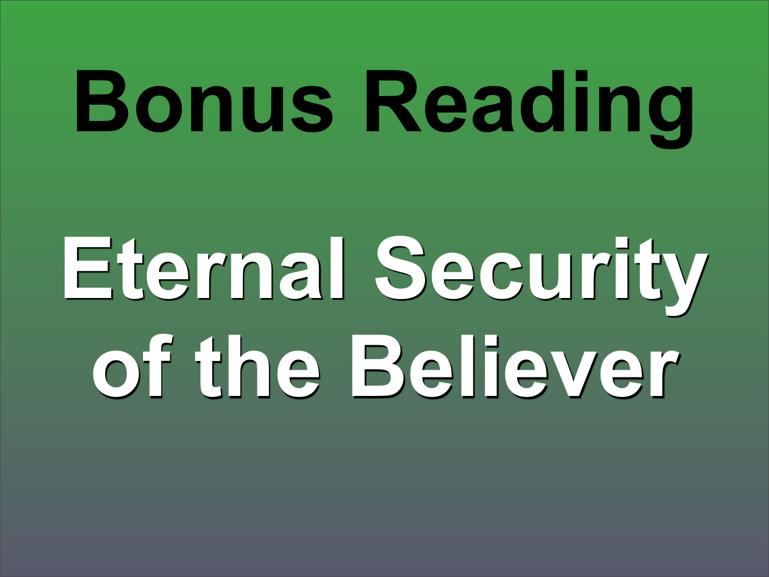# Bonus Reading

# Eternal Security of the Believer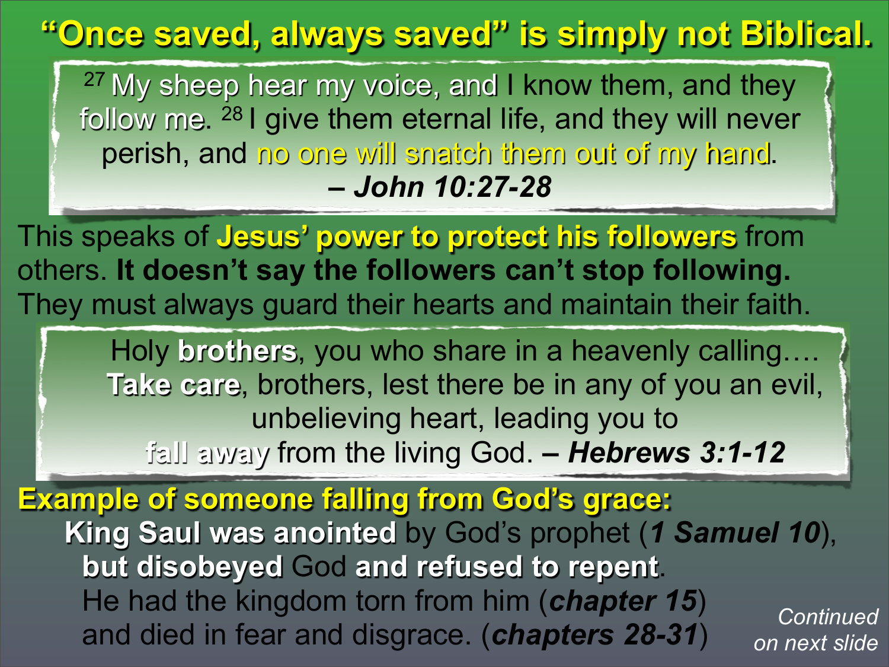# "Once saved, always saved" is simply not Biblical.

> [27] My sheep hear my voice, and I know them, and they follow me. [28] I give them eternal life, and they will never perish, and no one will snatch them out of my hand.
>
> – ***John 10:27-28***

This speaks of **Jesus' power to protect his followers** from others. **It doesn't say the followers can't stop following.** They must always guard their hearts and maintain their faith.

> Holy **brothers**, you who share in a heavenly calling…. **Take care**, brothers, lest there be in any of you an evil, unbelieving heart, leading you to **fall away** from the living God. – ***Hebrews 3:1-12***

**Example of someone falling from God's grace:**

**King Saul was anointed** by God's prophet (***1 Samuel 10***), **but disobeyed** God **and refused to repent**.

He had the kingdom torn from him (***chapter 15***) and died in fear and disgrace. (***chapters 28-31***)

*Continued on next slide*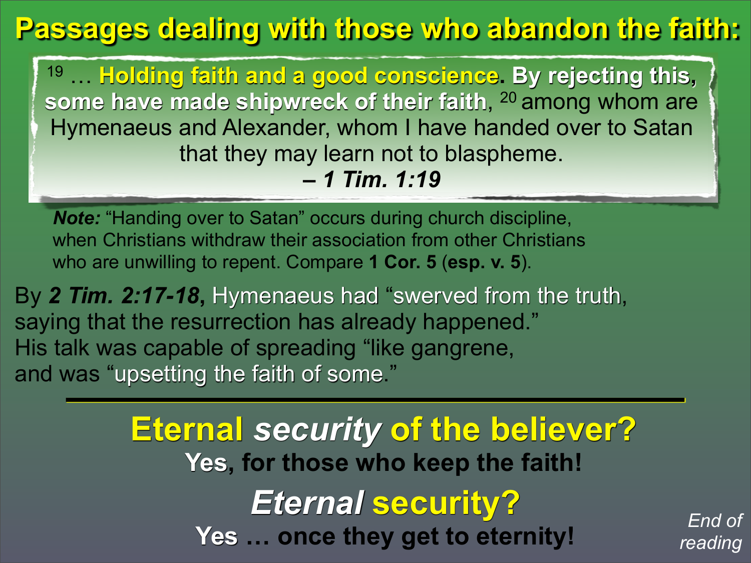# Passages dealing with those who abandon the faith:

[19] … **Holding faith and a good conscience. By rejecting this, some have made shipwreck of their faith**, [20] among whom are Hymenaeus and Alexander, whom I have handed over to Satan that they may learn not to blaspheme.
***– 1 Tim. 1:19***

***Note:*** "Handing over to Satan" occurs during church discipline, when Christians withdraw their association from other Christians who are unwilling to repent. Compare **1 Cor. 5** (**esp. v. 5**).

By ***2 Tim. 2:17-18***, Hymenaeus had "swerved from the truth, saying that the resurrection has already happened." His talk was capable of spreading "like gangrene, and was "upsetting the faith of some."

---

## Eternal *security* of the believer?

**Yes, for those who keep the faith!**

## *Eternal* security?

**Yes … once they get to eternity!**

*End of reading*